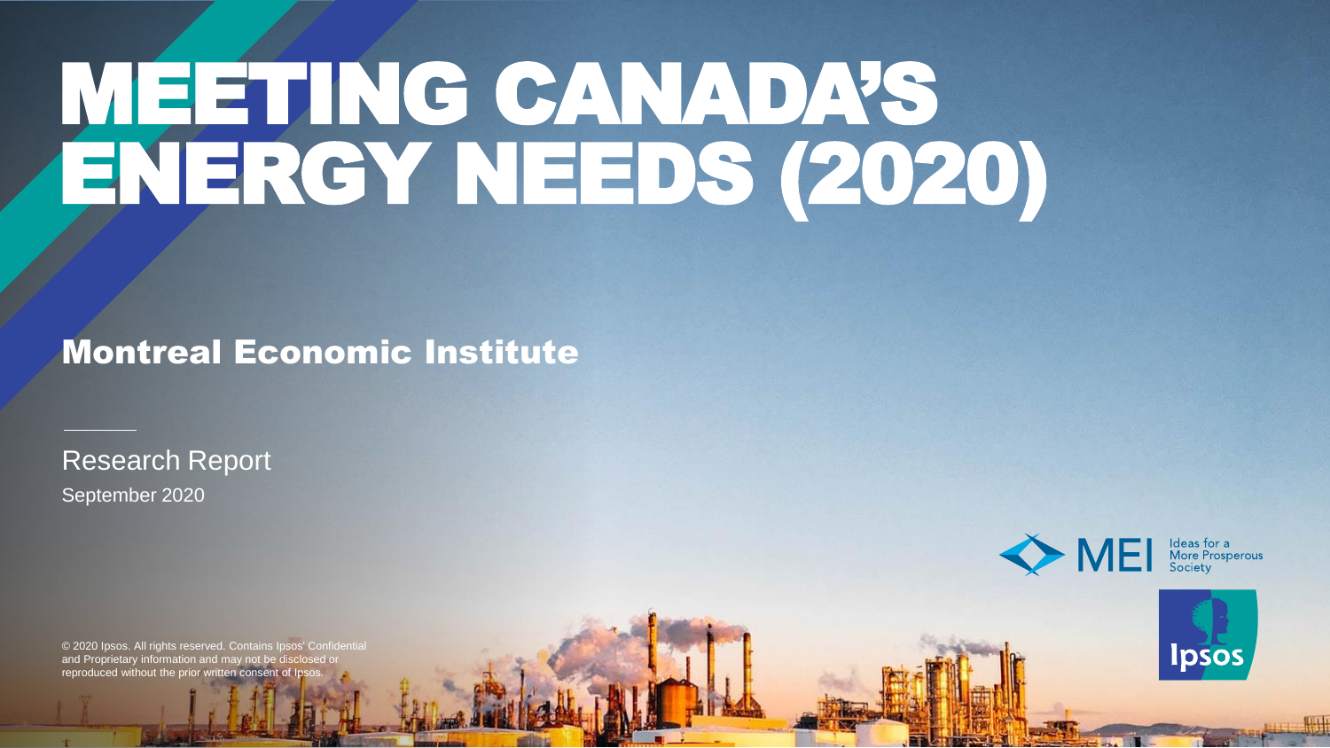# MEETING CANADA'S ENERGY NEEDS (2020)

## Montreal Economic Institute

Research Report

September 2020

MEI Ideas for a More Prosperous Society

Ipsos

© 2020 Ipsos. All rights reserved. Contains Ipsos' Confidential and Proprietary information and may not be disclosed or reproduced without the prior written consent of Ipsos.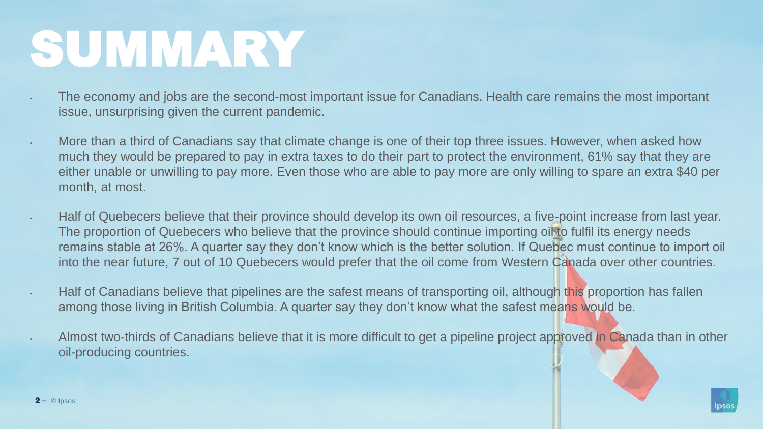# SUMMARY

- The economy and jobs are the second-most important issue for Canadians. Health care remains the most important issue, unsurprising given the current pandemic.
- More than a third of Canadians say that climate change is one of their top three issues. However, when asked how much they would be prepared to pay in extra taxes to do their part to protect the environment, 61% say that they are either unable or unwilling to pay more. Even those who are able to pay more are only willing to spare an extra $40 per month, at most.
- Half of Quebecers believe that their province should develop its own oil resources, a five-point increase from last year. The proportion of Quebecers who believe that the province should continue importing oil to fulfil its energy needs remains stable at 26%. A quarter say they don't know which is the better solution. If Quebec must continue to import oil into the near future, 7 out of 10 Quebecers would prefer that the oil come from Western Canada over other countries.
- Half of Canadians believe that pipelines are the safest means of transporting oil, although this proportion has fallen among those living in British Columbia. A quarter say they don't know what the safest means would be.
- Almost two-thirds of Canadians believe that it is more difficult to get a pipeline project approved in Canada than in other oil-producing countries.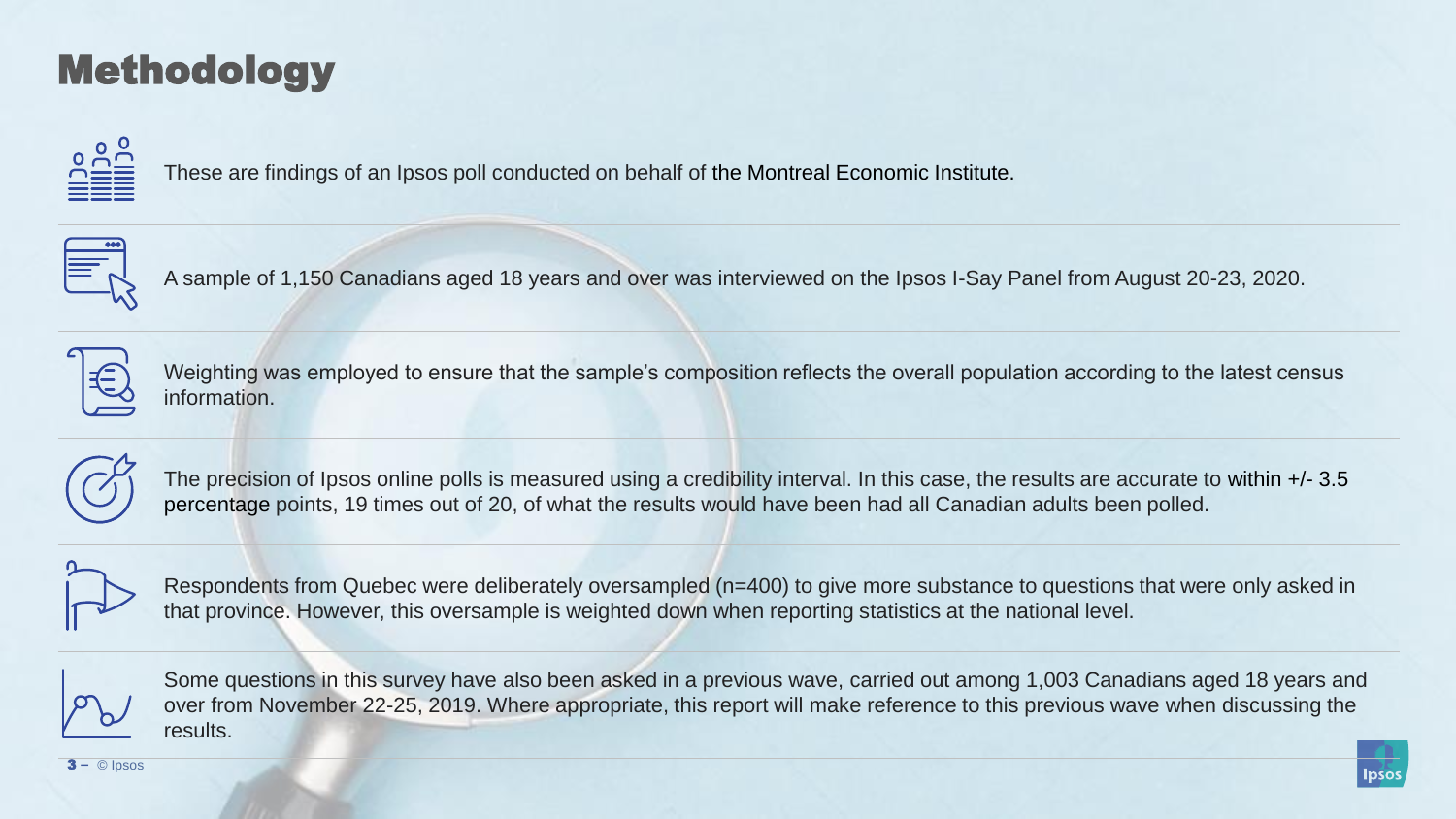# Methodology

These are findings of an Ipsos poll conducted on behalf of the Montreal Economic Institute.

A sample of 1,150 Canadians aged 18 years and over was interviewed on the Ipsos I-Say Panel from August 20-23, 2020.

Weighting was employed to ensure that the sample's composition reflects the overall population according to the latest census information.

The precision of Ipsos online polls is measured using a credibility interval. In this case, the results are accurate to within +/- 3.5 percentage points, 19 times out of 20, of what the results would have been had all Canadian adults been polled.

Respondents from Quebec were deliberately oversampled (n=400) to give more substance to questions that were only asked in that province. However, this oversample is weighted down when reporting statistics at the national level.

Some questions in this survey have also been asked in a previous wave, carried out among 1,003 Canadians aged 18 years and over from November 22-25, 2019. Where appropriate, this report will make reference to this previous wave when discussing the results.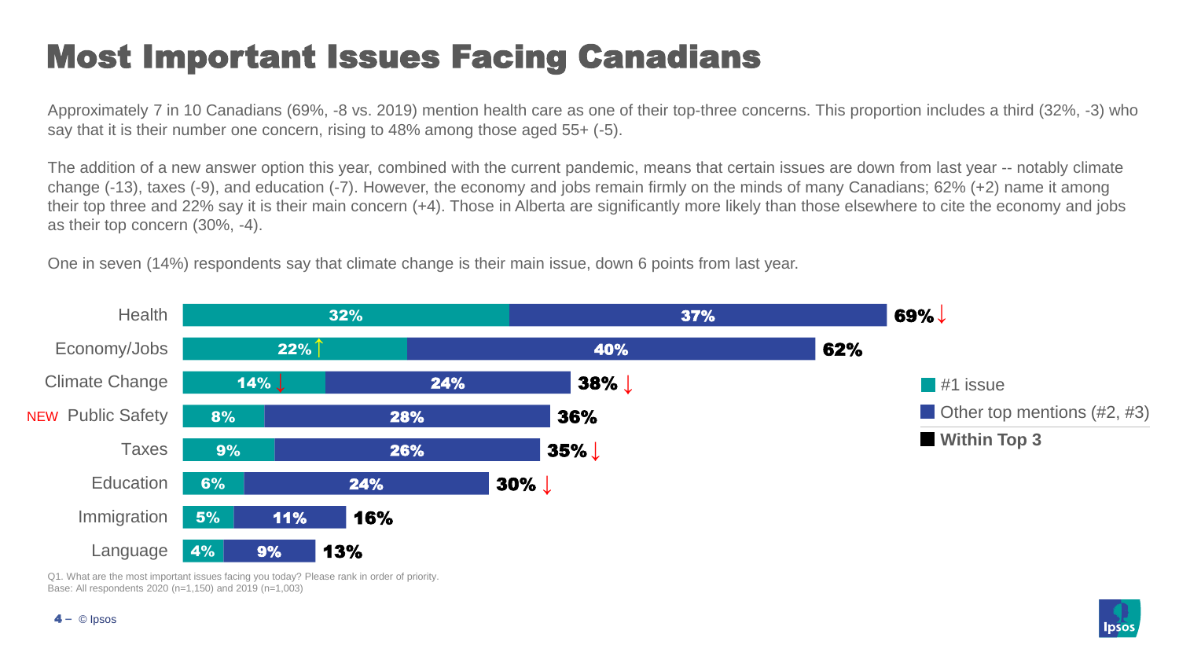# Most Important Issues Facing Canadians

Approximately 7 in 10 Canadians (69%, -8 vs. 2019) mention health care as one of their top-three concerns. This proportion includes a third (32%, -3) who say that it is their number one concern, rising to 48% among those aged 55+ (-5).

The addition of a new answer option this year, combined with the current pandemic, means that certain issues are down from last year -- notably climate change (-13), taxes (-9), and education (-7). However, the economy and jobs remain firmly on the minds of many Canadians; 62% (+2) name it among their top three and 22% say it is their main concern (+4). Those in Alberta are significantly more likely than those elsewhere to cite the economy and jobs as their top concern (30%, -4).

One in seven (14%) respondents say that climate change is their main issue, down 6 points from last year.

| Issue | #1 issue | Other top mentions (#2, #3) | Within Top 3 |
|---|---|---|---|
| Health | 32% | 37% | 69% ↓ |
| Economy/Jobs | 22% ↑ | 40% | 62% |
| Climate Change | 14% ↓ | 24% | 38% ↓ |
| NEW Public Safety | 8% | 28% | 36% |
| Taxes | 9% | 26% | 35% ↓ |
| Education | 6% | 24% | 30% ↓ |
| Immigration | 5% | 11% | 16% |
| Language | 4% | 9% | 13% |

Q1. What are the most important issues facing you today? Please rank in order of priority.
Base: All respondents 2020 (n=1,150) and 2019 (n=1,003)

© Ipsos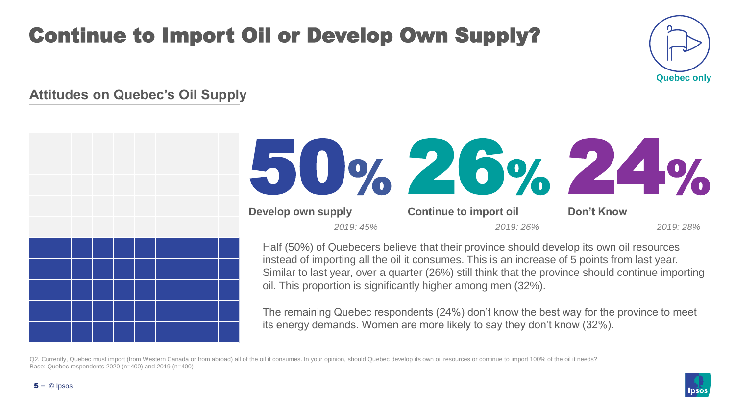# Continue to Import Oil or Develop Own Supply?

Quebec only

## Attitudes on Quebec's Oil Supply

**50%**
**Develop own supply**
*2019: 45%*

**26%**
**Continue to import oil**
*2019: 26%*

**24%**
**Don't Know**
*2019: 28%*

Half (50%) of Quebecers believe that their province should develop its own oil resources instead of importing all the oil it consumes. This is an increase of 5 points from last year. Similar to last year, over a quarter (26%) still think that the province should continue importing oil. This proportion is significantly higher among men (32%).

The remaining Quebec respondents (24%) don't know the best way for the province to meet its energy demands. Women are more likely to say they don't know (32%).

Q2. Currently, Quebec must import (from Western Canada or from abroad) all of the oil it consumes. In your opinion, should Quebec develop its own oil resources or continue to import 100% of the oil it needs?
Base: Quebec respondents 2020 (n=400) and 2019 (n=400)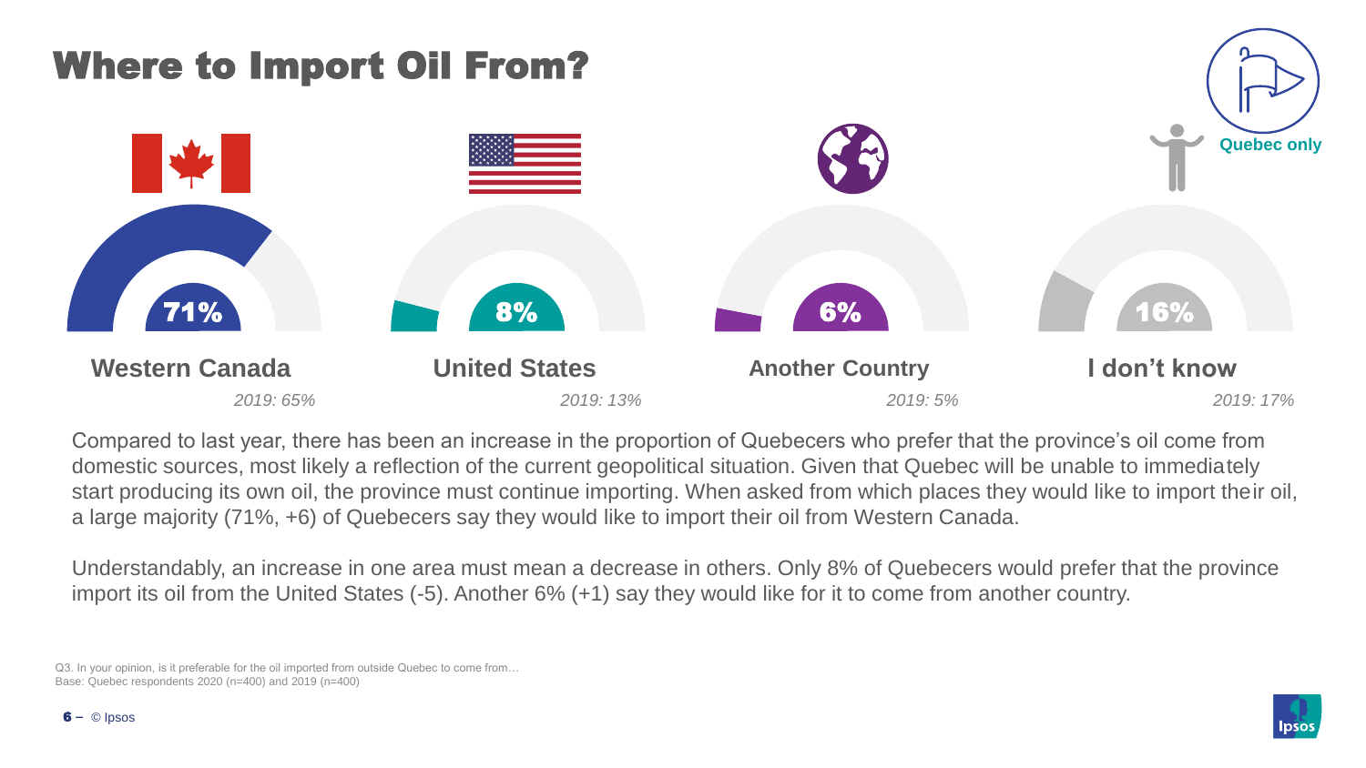# Where to Import Oil From?

Quebec only

| | Western Canada | United States | Another Country | I don't know |
|---|---|---|---|---|
| 2020 | 71% | 8% | 6% | 16% |
| 2019 | 65% | 13% | 5% | 17% |

Compared to last year, there has been an increase in the proportion of Quebecers who prefer that the province's oil come from domestic sources, most likely a reflection of the current geopolitical situation. Given that Quebec will be unable to immediately start producing its own oil, the province must continue importing. When asked from which places they would like to import their oil, a large majority (71%, +6) of Quebecers say they would like to import their oil from Western Canada.

Understandably, an increase in one area must mean a decrease in others. Only 8% of Quebecers would prefer that the province import its oil from the United States (-5). Another 6% (+1) say they would like for it to come from another country.

Q3. In your opinion, is it preferable for the oil imported from outside Quebec to come from…
Base: Quebec respondents 2020 (n=400) and 2019 (n=400)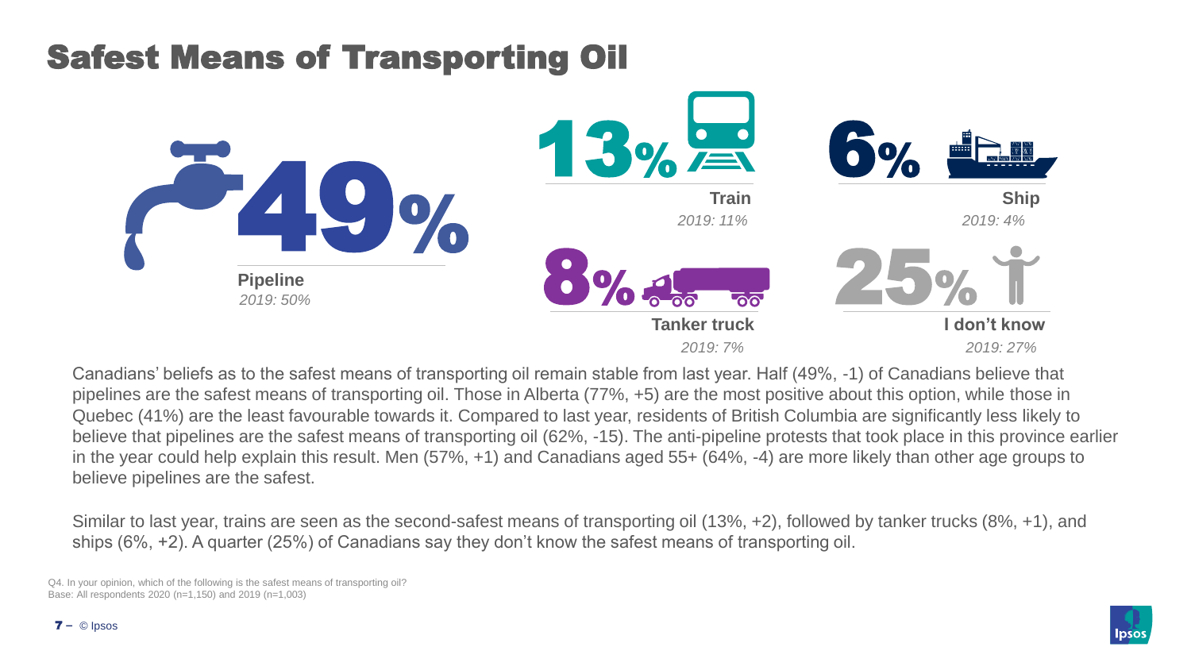# Safest Means of Transporting Oil

**49%**
**Pipeline**
*2019: 50%*

**13%**
**Train**
*2019: 11%*

**6%**
**Ship**
*2019: 4%*

**8%**
**Tanker truck**
*2019: 7%*

**25%**
**I don't know**
*2019: 27%*

Canadians' beliefs as to the safest means of transporting oil remain stable from last year. Half (49%, -1) of Canadians believe that pipelines are the safest means of transporting oil. Those in Alberta (77%, +5) are the most positive about this option, while those in Quebec (41%) are the least favourable towards it. Compared to last year, residents of British Columbia are significantly less likely to believe that pipelines are the safest means of transporting oil (62%, -15). The anti-pipeline protests that took place in this province earlier in the year could help explain this result. Men (57%, +1) and Canadians aged 55+ (64%, -4) are more likely than other age groups to believe pipelines are the safest.

Similar to last year, trains are seen as the second-safest means of transporting oil (13%, +2), followed by tanker trucks (8%, +1), and ships (6%, +2). A quarter (25%) of Canadians say they don't know the safest means of transporting oil.

Q4. In your opinion, which of the following is the safest means of transporting oil?
Base: All respondents 2020 (n=1,150) and 2019 (n=1,003)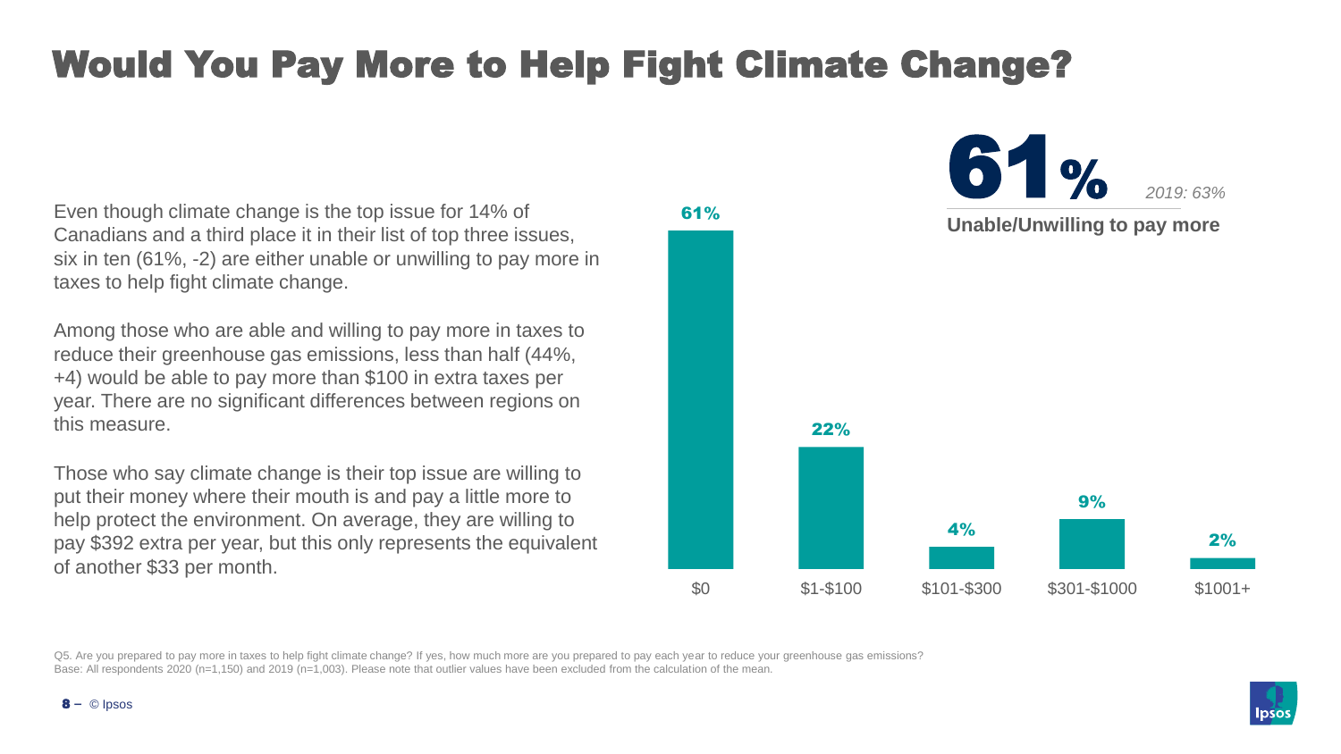# Would You Pay More to Help Fight Climate Change?

Even though climate change is the top issue for 14% of Canadians and a third place it in their list of top three issues, six in ten (61%, -2) are either unable or unwilling to pay more in taxes to help fight climate change.

Among those who are able and willing to pay more in taxes to reduce their greenhouse gas emissions, less than half (44%, +4) would be able to pay more than $100 in extra taxes per year. There are no significant differences between regions on this measure.

Those who say climate change is their top issue are willing to put their money where their mouth is and pay a little more to help protect the environment. On average, they are willing to pay $392 extra per year, but this only represents the equivalent of another $33 per month.

**61%** *2019: 63%*

**Unable/Unwilling to pay more**

| Amount | % |
| --- | --- |
| $0 | 61% |
| $1-$100 | 22% |
| $101-$300 | 4% |
| $301-$1000 | 9% |
| $1001+ | 2% |

Q5. Are you prepared to pay more in taxes to help fight climate change? If yes, how much more are you prepared to pay each year to reduce your greenhouse gas emissions?
Base: All respondents 2020 (n=1,150) and 2019 (n=1,003). Please note that outlier values have been excluded from the calculation of the mean.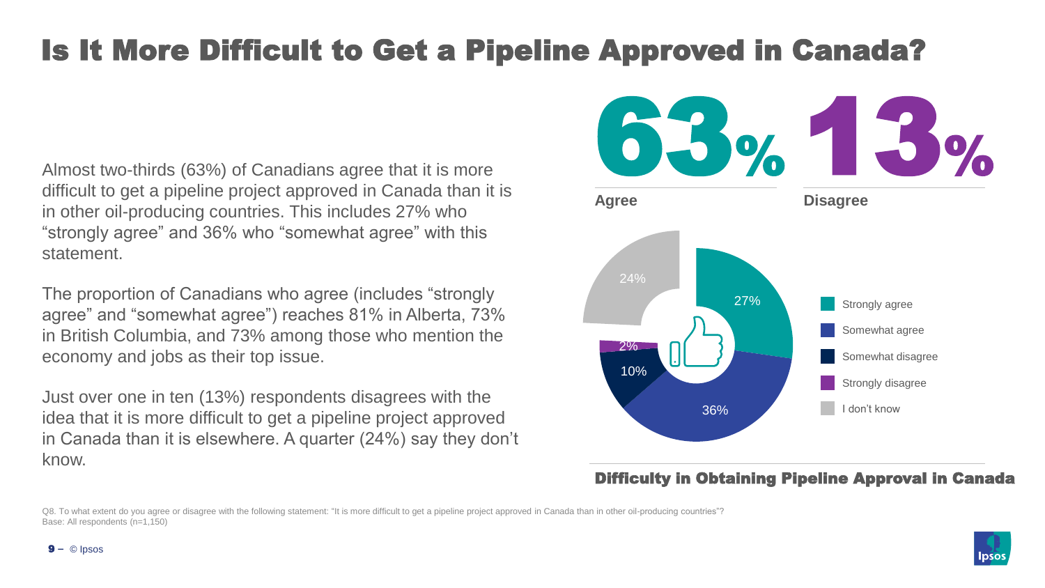# Is It More Difficult to Get a Pipeline Approved in Canada?

Almost two-thirds (63%) of Canadians agree that it is more difficult to get a pipeline project approved in Canada than it is in other oil-producing countries. This includes 27% who "strongly agree" and 36% who "somewhat agree" with this statement.

The proportion of Canadians who agree (includes "strongly agree" and "somewhat agree") reaches 81% in Alberta, 73% in British Columbia, and 73% among those who mention the economy and jobs as their top issue.

Just over one in ten (13%) respondents disagrees with the idea that it is more difficult to get a pipeline project approved in Canada than it is elsewhere. A quarter (24%) say they don't know.

**63%** Agree

**13%** Disagree

**Difficulty in Obtaining Pipeline Approval in Canada**

| Response | % |
|---|---|
| Strongly agree | 27% |
| Somewhat agree | 36% |
| Somewhat disagree | 10% |
| Strongly disagree | 2% |
| I don't know | 24% |

Q8. To what extent do you agree or disagree with the following statement: "It is more difficult to get a pipeline project approved in Canada than in other oil-producing countries"?
Base: All respondents (n=1,150)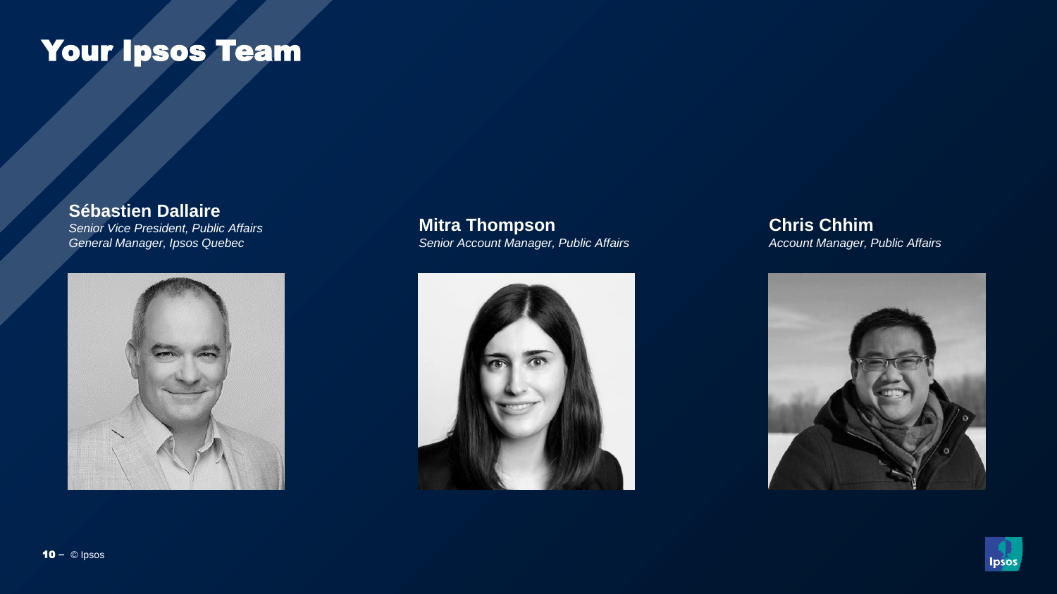# Your Ipsos Team

**Sébastien Dallaire**
*Senior Vice President, Public Affairs*
*General Manager, Ipsos Quebec*

**Mitra Thompson**
*Senior Account Manager, Public Affairs*

**Chris Chhim**
*Account Manager, Public Affairs*